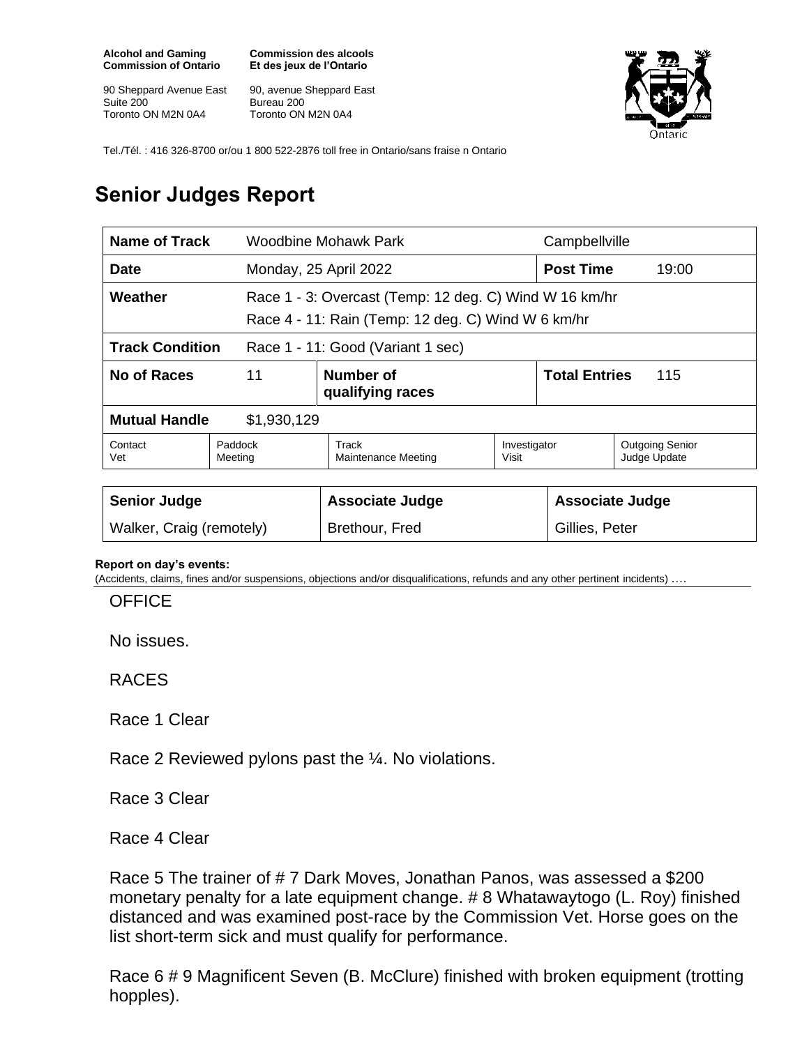**Alcohol and Gaming Commission of Ontario**
90 Sheppard Avenue East
Suite 200
Toronto ON M2N 0A4

**Commission des alcools Et des jeux de l'Ontario**
90, avenue Sheppard East
Bureau 200
Toronto ON M2N 0A4

Tel./Tél. : 416 326-8700 or/ou 1 800 522-2876 toll free in Ontario/sans fraise n Ontario

# Senior Judges Report

| **Name of Track** | Woodbine Mohawk Park | | Campbellville | |
|---|---|---|---|---|
| **Date** | Monday, 25 April 2022 | | **Post Time** | 19:00 |
| **Weather** | Race 1 - 3: Overcast (Temp: 12 deg. C) Wind W 16 km/hr<br>Race 4 - 11: Rain (Temp: 12 deg. C) Wind W 6 km/hr | | | |
| **Track Condition** | Race 1 - 11: Good (Variant 1 sec) | | | |
| **No of Races** | 11 | **Number of qualifying races** | **Total Entries** | 115 |
| **Mutual Handle** | $1,930,129 | | | |

| Contact Vet | Paddock Meeting | Track Maintenance Meeting | Investigator Visit | Outgoing Senior Judge Update |
|---|---|---|---|---|

| **Senior Judge** | **Associate Judge** | **Associate Judge** |
|---|---|---|
| Walker, Craig (remotely) | Brethour, Fred | Gillies, Peter |

**Report on day's events:**
(Accidents, claims, fines and/or suspensions, objections and/or disqualifications, refunds and any other pertinent incidents) ….

OFFICE

No issues.

RACES

Race 1 Clear

Race 2 Reviewed pylons past the ¼. No violations.

Race 3 Clear

Race 4 Clear

Race 5 The trainer of # 7 Dark Moves, Jonathan Panos, was assessed a $200 monetary penalty for a late equipment change. # 8 Whatawaytogo (L. Roy) finished distanced and was examined post-race by the Commission Vet. Horse goes on the list short-term sick and must qualify for performance.

Race 6 # 9 Magnificent Seven (B. McClure) finished with broken equipment (trotting hopples).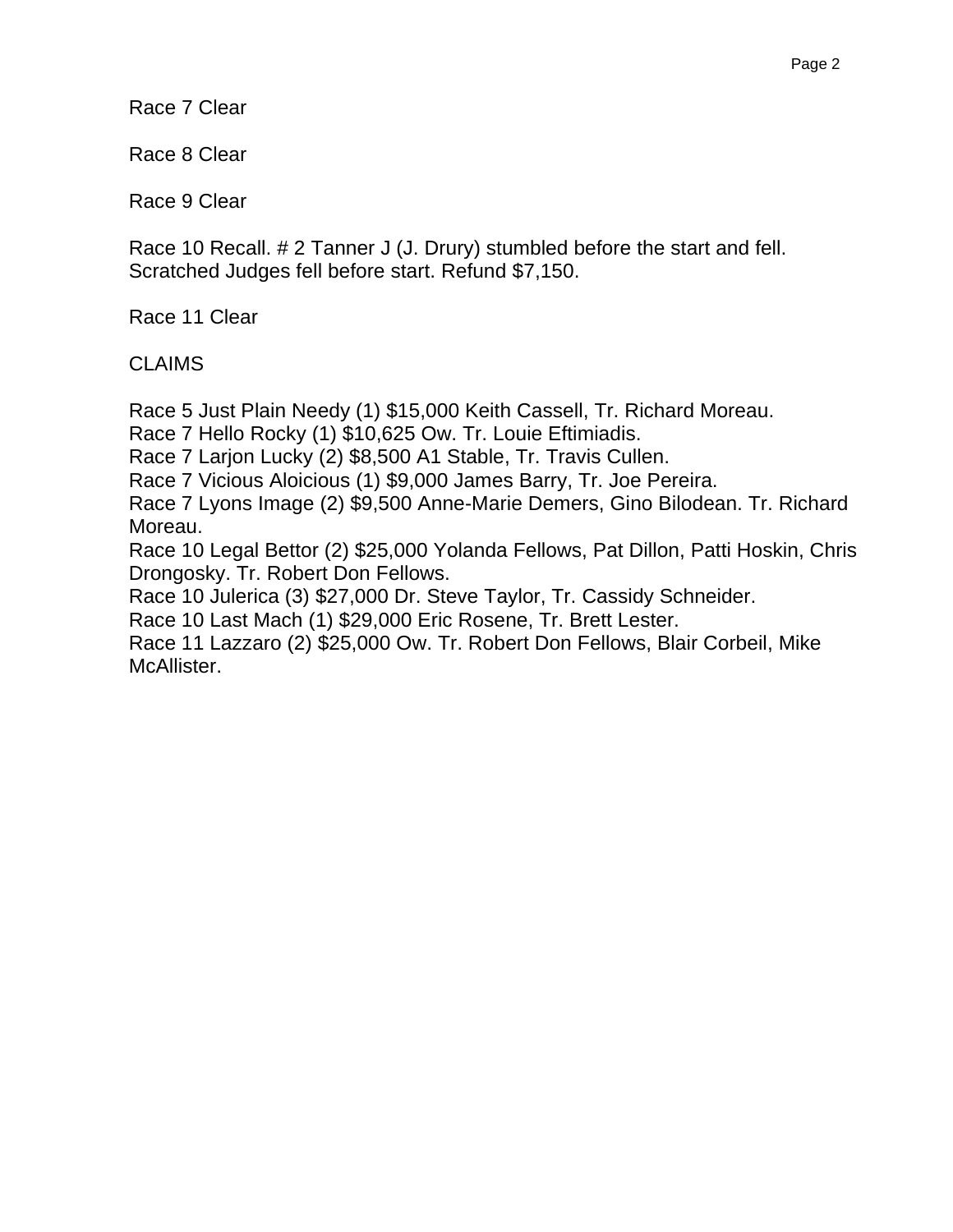Race 7 Clear

Race 8 Clear

Race 9 Clear

Race 10 Recall. # 2 Tanner J (J. Drury) stumbled before the start and fell. Scratched Judges fell before start. Refund $7,150.

Race 11 Clear

CLAIMS

Race 5 Just Plain Needy (1) $15,000 Keith Cassell, Tr. Richard Moreau.
Race 7 Hello Rocky (1) $10,625 Ow. Tr. Louie Eftimiadis.
Race 7 Larjon Lucky (2) $8,500 A1 Stable, Tr. Travis Cullen.
Race 7 Vicious Aloicious (1) $9,000 James Barry, Tr. Joe Pereira.
Race 7 Lyons Image (2) $9,500 Anne-Marie Demers, Gino Bilodean. Tr. Richard Moreau.
Race 10 Legal Bettor (2) $25,000 Yolanda Fellows, Pat Dillon, Patti Hoskin, Chris Drongosky. Tr. Robert Don Fellows.
Race 10 Julerica (3) $27,000 Dr. Steve Taylor, Tr. Cassidy Schneider.
Race 10 Last Mach (1) $29,000 Eric Rosene, Tr. Brett Lester.
Race 11 Lazzaro (2) $25,000 Ow. Tr. Robert Don Fellows, Blair Corbeil, Mike McAllister.